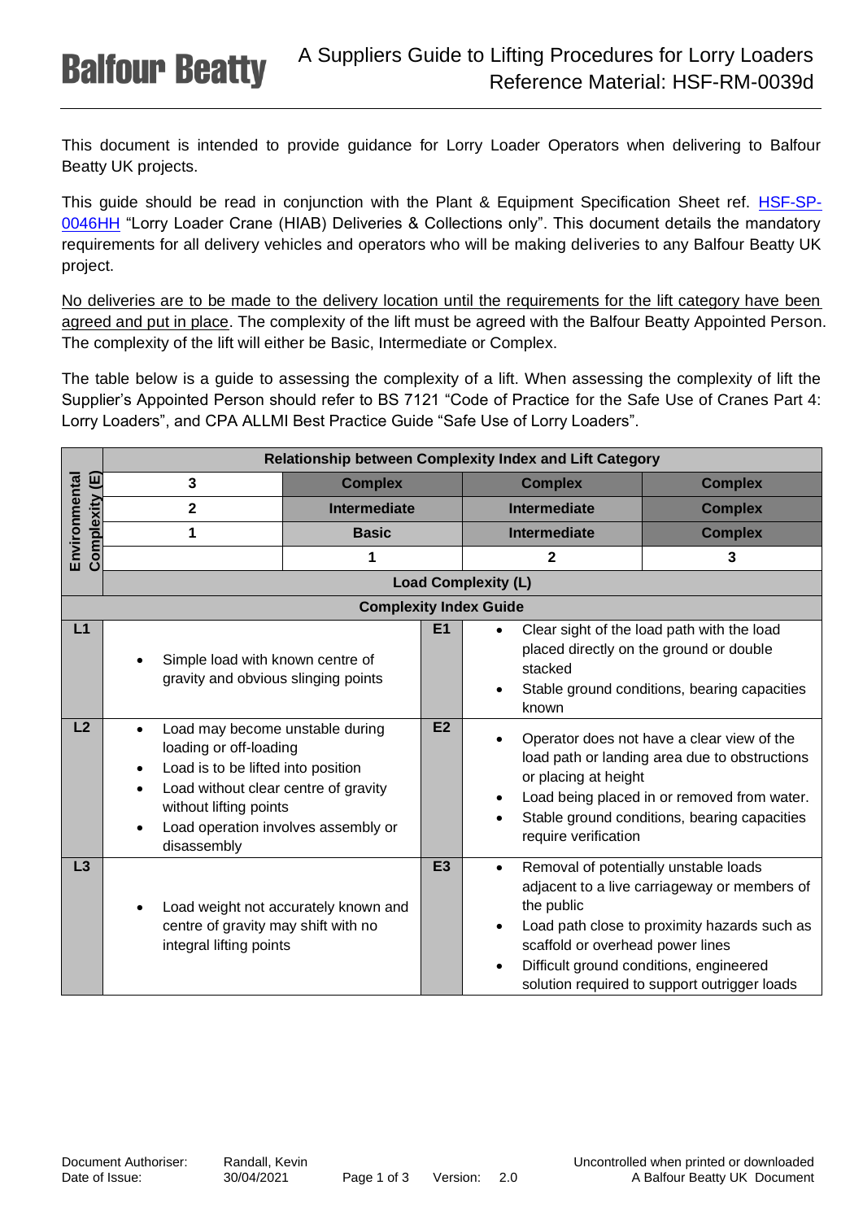# A Suppliers Guide to Lifting Procedures for Lorry Loaders
## Reference Material: HSF-RM-0039d

This document is intended to provide guidance for Lorry Loader Operators when delivering to Balfour Beatty UK projects.

This guide should be read in conjunction with the Plant & Equipment Specification Sheet ref. HSF-SP-0046HH "Lorry Loader Crane (HIAB) Deliveries & Collections only". This document details the mandatory requirements for all delivery vehicles and operators who will be making deliveries to any Balfour Beatty UK project.

No deliveries are to be made to the delivery location until the requirements for the lift category have been agreed and put in place. The complexity of the lift must be agreed with the Balfour Beatty Appointed Person. The complexity of the lift will either be Basic, Intermediate or Complex.

The table below is a guide to assessing the complexity of a lift. When assessing the complexity of lift the Supplier's Appointed Person should refer to BS 7121 "Code of Practice for the Safe Use of Cranes Part 4: Lorry Loaders", and CPA ALLMI Best Practice Guide "Safe Use of Lorry Loaders".

| Environmental Complexity (E) | Relationship between Complexity Index and Lift Category | | | |
|---|---|---|---|---|
| | 3 | **Complex** | **Complex** | **Complex** |
| | 2 | **Intermediate** | **Intermediate** | **Complex** |
| | 1 | **Basic** | **Intermediate** | **Complex** |
| | | 1 | 2 | 3 |
| | **Load Complexity (L)** | | | |

| Complexity Index Guide | | | |
|---|---|---|---|
| **L1** | • Simple load with known centre of gravity and obvious slinging points | **E1** | • Clear sight of the load path with the load placed directly on the ground or double stacked<br>• Stable ground conditions, bearing capacities known |
| **L2** | • Load may become unstable during loading or off-loading<br>• Load is to be lifted into position<br>• Load without clear centre of gravity without lifting points<br>• Load operation involves assembly or disassembly | **E2** | • Operator does not have a clear view of the load path or landing area due to obstructions or placing at height<br>• Load being placed in or removed from water.<br>• Stable ground conditions, bearing capacities require verification |
| **L3** | • Load weight not accurately known and centre of gravity may shift with no integral lifting points | **E3** | • Removal of potentially unstable loads adjacent to a live carriageway or members of the public<br>• Load path close to proximity hazards such as scaffold or overhead power lines<br>• Difficult ground conditions, engineered solution required to support outrigger loads |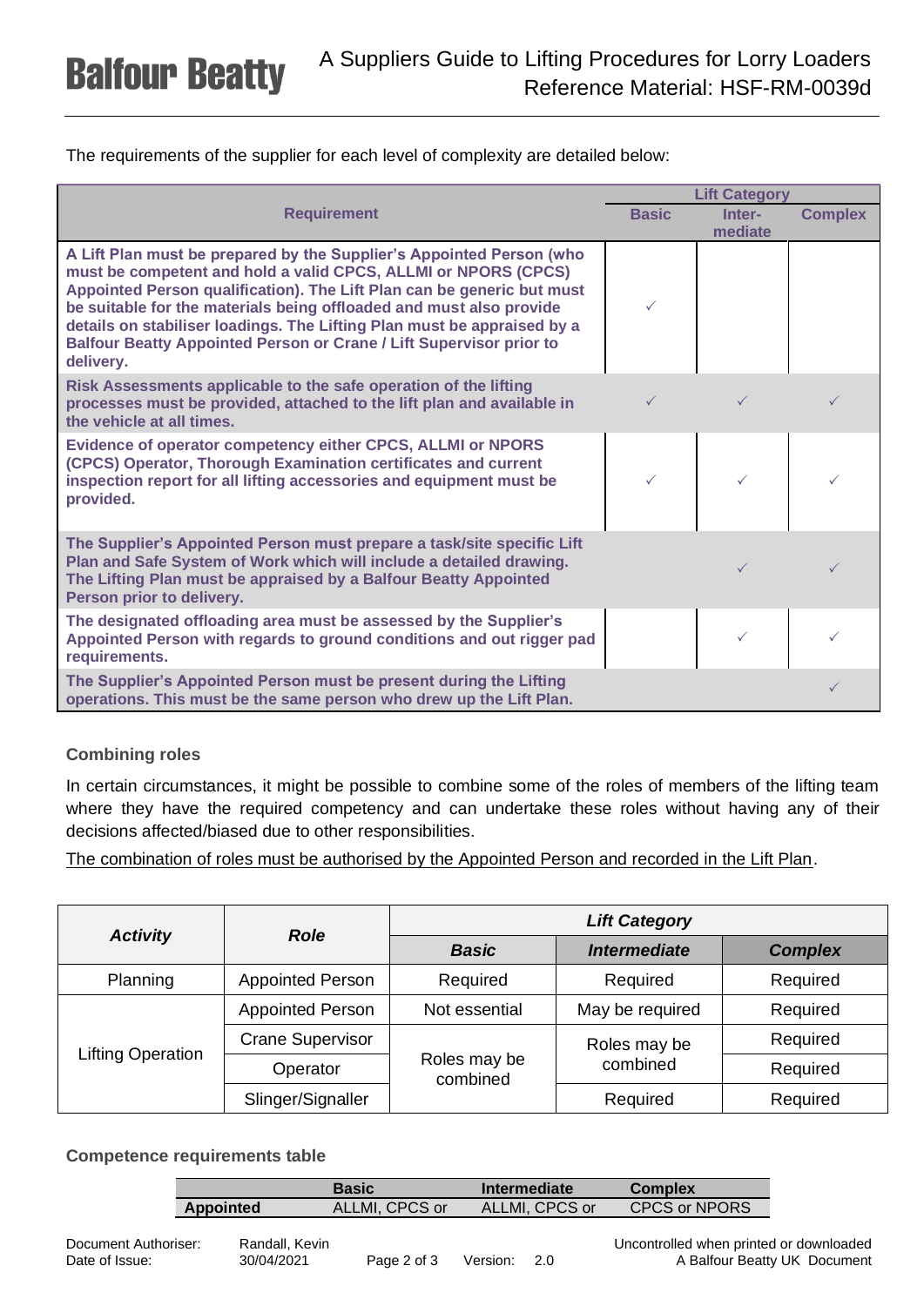The requirements of the supplier for each level of complexity are detailed below:

| Requirement | Lift Category | | |
|---|---|---|---|
| | Basic | Inter-mediate | Complex |
| **A Lift Plan must be prepared by the Supplier's Appointed Person (who must be competent and hold a valid CPCS, ALLMI or NPORS (CPCS) Appointed Person qualification). The Lift Plan can be generic but must be suitable for the materials being offloaded and must also provide details on stabiliser loadings. The Lifting Plan must be appraised by a Balfour Beatty Appointed Person or Crane / Lift Supervisor prior to delivery.** | ✓ | | |
| **Risk Assessments applicable to the safe operation of the lifting processes must be provided, attached to the lift plan and available in the vehicle at all times.** | ✓ | ✓ | ✓ |
| **Evidence of operator competency either CPCS, ALLMI or NPORS (CPCS) Operator, Thorough Examination certificates and current inspection report for all lifting accessories and equipment must be provided.** | ✓ | ✓ | ✓ |
| **The Supplier's Appointed Person must prepare a task/site specific Lift Plan and Safe System of Work which will include a detailed drawing. The Lifting Plan must be appraised by a Balfour Beatty Appointed Person prior to delivery.** | | ✓ | ✓ |
| **The designated offloading area must be assessed by the Supplier's Appointed Person with regards to ground conditions and out rigger pad requirements.** | | ✓ | ✓ |
| **The Supplier's Appointed Person must be present during the Lifting operations. This must be the same person who drew up the Lift Plan.** | | | ✓ |

### Combining roles

In certain circumstances, it might be possible to combine some of the roles of members of the lifting team where they have the required competency and can undertake these roles without having any of their decisions affected/biased due to other responsibilities.

The combination of roles must be authorised by the Appointed Person and recorded in the Lift Plan.

| *Activity* | *Role* | *Lift Category* | | |
|---|---|---|---|---|
| | | ***Basic*** | ***Intermediate*** | ***Complex*** |
| Planning | Appointed Person | Required | Required | Required |
| Lifting Operation | Appointed Person | Not essential | May be required | Required |
| | Crane Supervisor | Roles may be combined | Roles may be combined | Required |
| | Operator | | | Required |
| | Slinger/Signaller | | Required | Required |

### Competence requirements table

| | Basic | Intermediate | Complex |
|---|---|---|---|
| **Appointed** | ALLMI, CPCS or | ALLMI, CPCS or | CPCS or NPORS |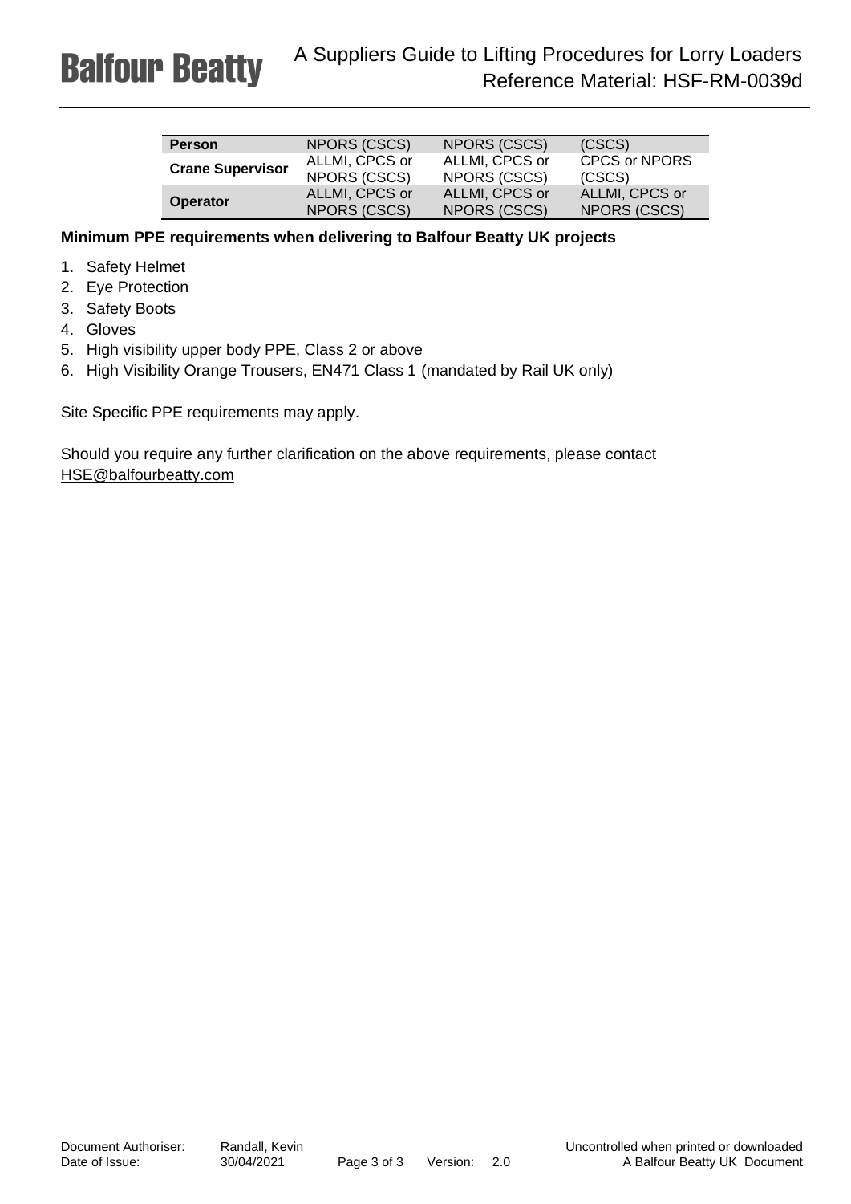| | | | |
|---|---|---|---|
| **Person** | NPORS (CSCS) | NPORS (CSCS) | (CSCS) |
| **Crane Supervisor** | ALLMI, CPCS or NPORS (CSCS) | ALLMI, CPCS or NPORS (CSCS) | CPCS or NPORS (CSCS) |
| **Operator** | ALLMI, CPCS or NPORS (CSCS) | ALLMI, CPCS or NPORS (CSCS) | ALLMI, CPCS or NPORS (CSCS) |

**Minimum PPE requirements when delivering to Balfour Beatty UK projects**

1. Safety Helmet
2. Eye Protection
3. Safety Boots
4. Gloves
5. High visibility upper body PPE, Class 2 or above
6. High Visibility Orange Trousers, EN471 Class 1 (mandated by Rail UK only)

Site Specific PPE requirements may apply.

Should you require any further clarification on the above requirements, please contact HSE@balfourbeatty.com